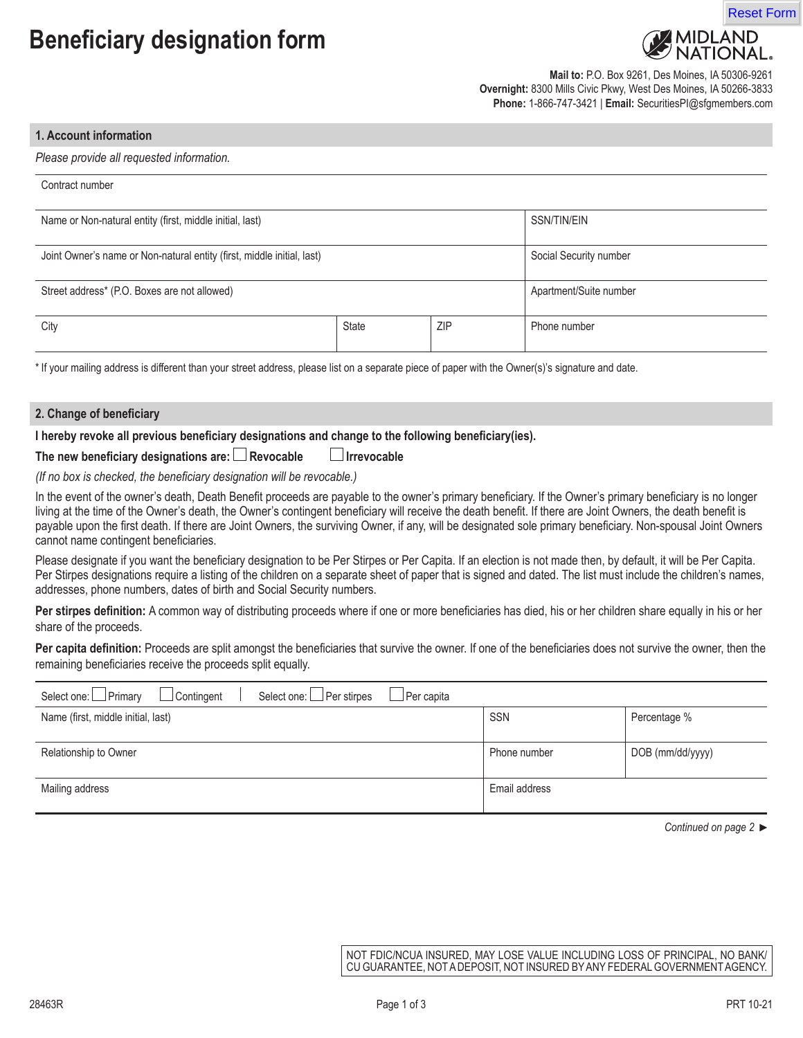# Beneficiary designation form

MIDLAND NATIONAL.

**Mail to:** P.O. Box 9261, Des Moines, IA 50306-9261
**Overnight:** 8300 Mills Civic Pkwy, West Des Moines, IA 50266-3833
**Phone:** 1-866-747-3421 | **Email:** SecuritiesPI@sfgmembers.com

## 1. Account information

*Please provide all requested information.*

| Contract number | | | |
|---|---|---|---|
| Name or Non-natural entity (first, middle initial, last) | | | SSN/TIN/EIN |
| Joint Owner's name or Non-natural entity (first, middle initial, last) | | | Social Security number |
| Street address* (P.O. Boxes are not allowed) | | | Apartment/Suite number |
| City | State | ZIP | Phone number |

* If your mailing address is different than your street address, please list on a separate piece of paper with the Owner(s)'s signature and date.

## 2. Change of beneficiary

**I hereby revoke all previous beneficiary designations and change to the following beneficiary(ies).**

**The new beneficiary designations are:** ☐ **Revocable** ☐ **Irrevocable**

*(If no box is checked, the beneficiary designation will be revocable.)*

In the event of the owner's death, Death Benefit proceeds are payable to the owner's primary beneficiary. If the Owner's primary beneficiary is no longer living at the time of the Owner's death, the Owner's contingent beneficiary will receive the death benefit. If there are Joint Owners, the death benefit is payable upon the first death. If there are Joint Owners, the surviving Owner, if any, will be designated sole primary beneficiary. Non-spousal Joint Owners cannot name contingent beneficiaries.

Please designate if you want the beneficiary designation to be Per Stirpes or Per Capita. If an election is not made then, by default, it will be Per Capita. Per Stirpes designations require a listing of the children on a separate sheet of paper that is signed and dated. The list must include the children's names, addresses, phone numbers, dates of birth and Social Security numbers.

**Per stirpes definition:** A common way of distributing proceeds where if one or more beneficiaries has died, his or her children share equally in his or her share of the proceeds.

**Per capita definition:** Proceeds are split amongst the beneficiaries that survive the owner. If one of the beneficiaries does not survive the owner, then the remaining beneficiaries receive the proceeds split equally.

Select one: ☐ Primary ☐ Contingent | Select one: ☐ Per stirpes ☐ Per capita

| Name (first, middle initial, last) | SSN | Percentage % |
|---|---|---|
| Relationship to Owner | Phone number | DOB (mm/dd/yyyy) |
| Mailing address | Email address | |

*Continued on page 2 ►*

NOT FDIC/NCUA INSURED, MAY LOSE VALUE INCLUDING LOSS OF PRINCIPAL, NO BANK/CU GUARANTEE, NOT A DEPOSIT, NOT INSURED BY ANY FEDERAL GOVERNMENT AGENCY.

28463R PRT 10-21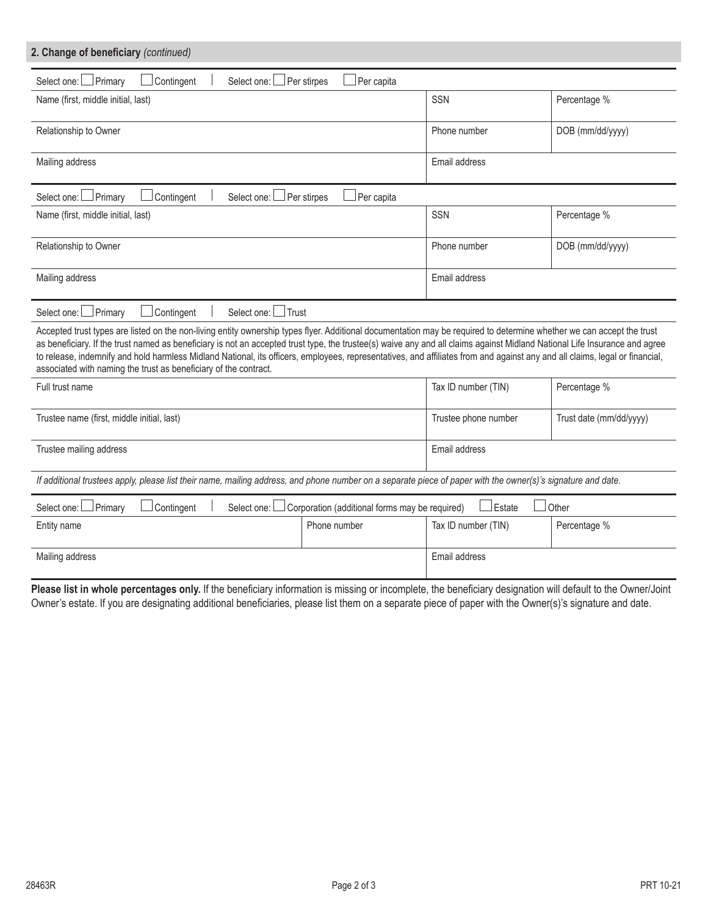## 2. Change of beneficiary *(continued)*

Select one: ☐ Primary ☐ Contingent | Select one: ☐ Per stirpes ☐ Per capita

| Name (first, middle initial, last) | SSN | Percentage % |
|---|---|---|
| Relationship to Owner | Phone number | DOB (mm/dd/yyyy) |
| Mailing address | Email address | |

Select one: ☐ Primary ☐ Contingent | Select one: ☐ Per stirpes ☐ Per capita

| Name (first, middle initial, last) | SSN | Percentage % |
|---|---|---|
| Relationship to Owner | Phone number | DOB (mm/dd/yyyy) |
| Mailing address | Email address | |

Select one: ☐ Primary ☐ Contingent | Select one: ☐ Trust

Accepted trust types are listed on the non-living entity ownership types flyer. Additional documentation may be required to determine whether we can accept the trust as beneficiary. If the trust named as beneficiary is not an accepted trust type, the trustee(s) waive any and all claims against Midland National Life Insurance and agree to release, indemnify and hold harmless Midland National, its officers, employees, representatives, and affiliates from and against any and all claims, legal or financial, associated with naming the trust as beneficiary of the contract.

| Full trust name | Tax ID number (TIN) | Percentage % |
|---|---|---|
| Trustee name (first, middle initial, last) | Trustee phone number | Trust date (mm/dd/yyyy) |
| Trustee mailing address | Email address | |

*If additional trustees apply, please list their name, mailing address, and phone number on a separate piece of paper with the owner(s)'s signature and date.*

Select one: ☐ Primary ☐ Contingent | Select one: ☐ Corporation (additional forms may be required) ☐ Estate ☐ Other

| Entity name | Phone number | Tax ID number (TIN) | Percentage % |
|---|---|---|---|
| Mailing address | | Email address | |

**Please list in whole percentages only.** If the beneficiary information is missing or incomplete, the beneficiary designation will default to the Owner/Joint Owner's estate. If you are designating additional beneficiaries, please list them on a separate piece of paper with the Owner(s)'s signature and date.

28463R PRT 10-21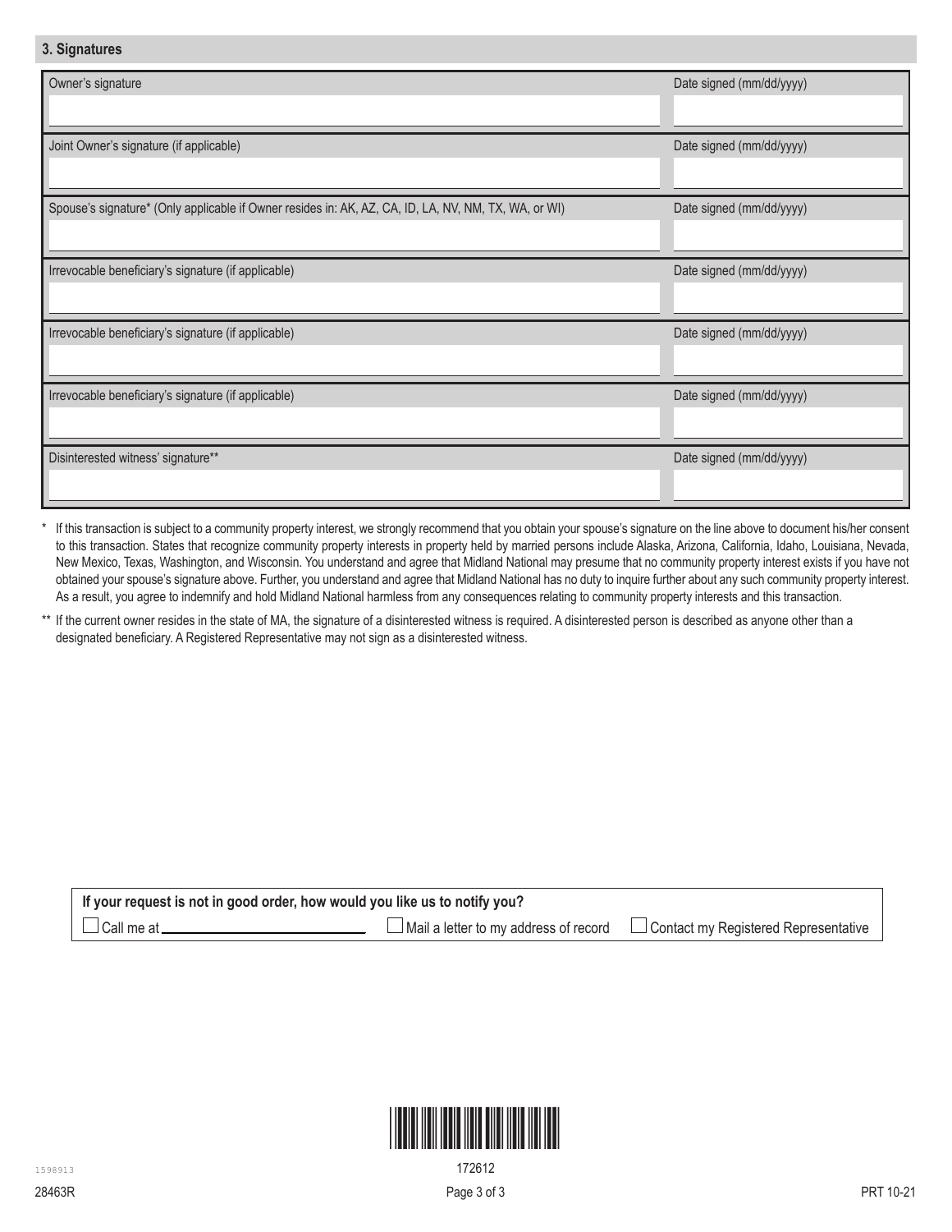## 3. Signatures

| | |
|---|---|
| Owner's signature | Date signed (mm/dd/yyyy) |
| Joint Owner's signature (if applicable) | Date signed (mm/dd/yyyy) |
| Spouse's signature* (Only applicable if Owner resides in: AK, AZ, CA, ID, LA, NV, NM, TX, WA, or WI) | Date signed (mm/dd/yyyy) |
| Irrevocable beneficiary's signature (if applicable) | Date signed (mm/dd/yyyy) |
| Irrevocable beneficiary's signature (if applicable) | Date signed (mm/dd/yyyy) |
| Irrevocable beneficiary's signature (if applicable) | Date signed (mm/dd/yyyy) |
| Disinterested witness' signature** | Date signed (mm/dd/yyyy) |

\* If this transaction is subject to a community property interest, we strongly recommend that you obtain your spouse's signature on the line above to document his/her consent to this transaction. States that recognize community property interests in property held by married persons include Alaska, Arizona, California, Idaho, Louisiana, Nevada, New Mexico, Texas, Washington, and Wisconsin. You understand and agree that Midland National may presume that no community property interest exists if you have not obtained your spouse's signature above. Further, you understand and agree that Midland National has no duty to inquire further about any such community property interest. As a result, you agree to indemnify and hold Midland National harmless from any consequences relating to community property interests and this transaction.

\** If the current owner resides in the state of MA, the signature of a disinterested witness is required. A disinterested person is described as anyone other than a designated beneficiary. A Registered Representative may not sign as a disinterested witness.

**If your request is not in good order, how would you like us to notify you?**

☐ Call me at \_\_\_\_\_\_\_\_\_\_\_\_\_\_\_\_\_\_\_\_ ☐ Mail a letter to my address of record ☐ Contact my Registered Representative

172612

1598913

28463R

PRT 10-21